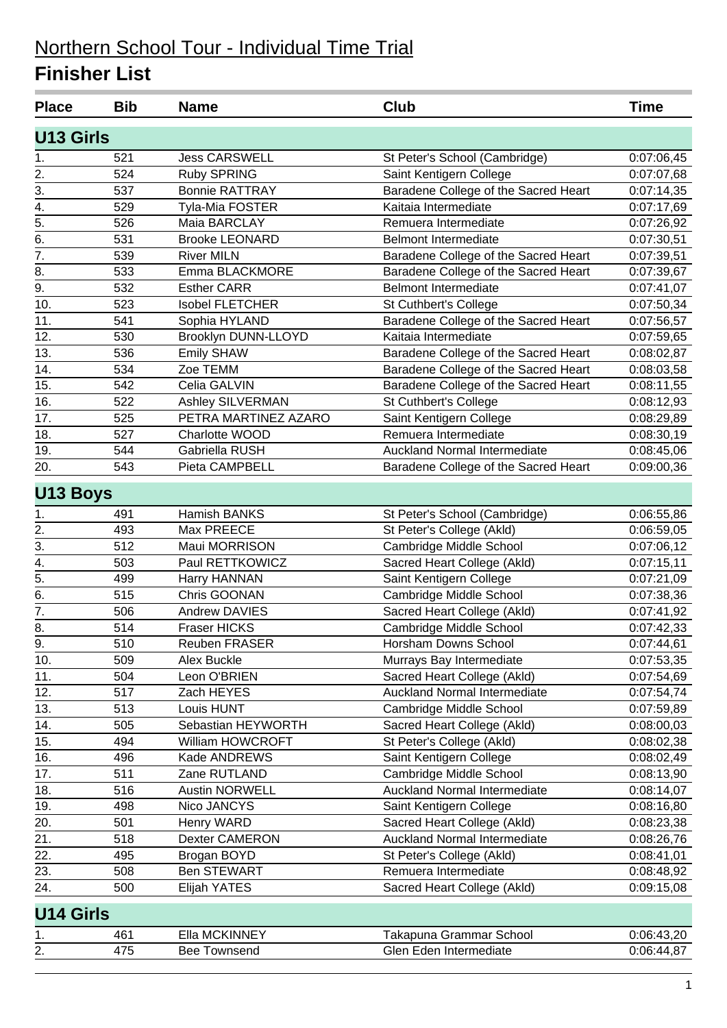# Northern School Tour - Individual Time Trial

## Finisher List

| Place | Bib | Name | Club | Time |
|---|---|---|---|---|
| **U13 Girls** | | | | |
| 1. | 521 | Jess CARSWELL | St Peter's School (Cambridge) | 0:07:06,45 |
| 2. | 524 | Ruby SPRING | Saint Kentigern College | 0:07:07,68 |
| 3. | 537 | Bonnie RATTRAY | Baradene College of the Sacred Heart | 0:07:14,35 |
| 4. | 529 | Tyla-Mia FOSTER | Kaitaia Intermediate | 0:07:17,69 |
| 5. | 526 | Maia BARCLAY | Remuera Intermediate | 0:07:26,92 |
| 6. | 531 | Brooke LEONARD | Belmont Intermediate | 0:07:30,51 |
| 7. | 539 | River MILN | Baradene College of the Sacred Heart | 0:07:39,51 |
| 8. | 533 | Emma BLACKMORE | Baradene College of the Sacred Heart | 0:07:39,67 |
| 9. | 532 | Esther CARR | Belmont Intermediate | 0:07:41,07 |
| 10. | 523 | Isobel FLETCHER | St Cuthbert's College | 0:07:50,34 |
| 11. | 541 | Sophia HYLAND | Baradene College of the Sacred Heart | 0:07:56,57 |
| 12. | 530 | Brooklyn DUNN-LLOYD | Kaitaia Intermediate | 0:07:59,65 |
| 13. | 536 | Emily SHAW | Baradene College of the Sacred Heart | 0:08:02,87 |
| 14. | 534 | Zoe TEMM | Baradene College of the Sacred Heart | 0:08:03,58 |
| 15. | 542 | Celia GALVIN | Baradene College of the Sacred Heart | 0:08:11,55 |
| 16. | 522 | Ashley SILVERMAN | St Cuthbert's College | 0:08:12,93 |
| 17. | 525 | PETRA MARTINEZ AZARO | Saint Kentigern College | 0:08:29,89 |
| 18. | 527 | Charlotte WOOD | Remuera Intermediate | 0:08:30,19 |
| 19. | 544 | Gabriella RUSH | Auckland Normal Intermediate | 0:08:45,06 |
| 20. | 543 | Pieta CAMPBELL | Baradene College of the Sacred Heart | 0:09:00,36 |
| **U13 Boys** | | | | |
| 1. | 491 | Hamish BANKS | St Peter's School (Cambridge) | 0:06:55,86 |
| 2. | 493 | Max PREECE | St Peter's College (Akld) | 0:06:59,05 |
| 3. | 512 | Maui MORRISON | Cambridge Middle School | 0:07:06,12 |
| 4. | 503 | Paul RETTKOWICZ | Sacred Heart College (Akld) | 0:07:15,11 |
| 5. | 499 | Harry HANNAN | Saint Kentigern College | 0:07:21,09 |
| 6. | 515 | Chris GOONAN | Cambridge Middle School | 0:07:38,36 |
| 7. | 506 | Andrew DAVIES | Sacred Heart College (Akld) | 0:07:41,92 |
| 8. | 514 | Fraser HICKS | Cambridge Middle School | 0:07:42,33 |
| 9. | 510 | Reuben FRASER | Horsham Downs School | 0:07:44,61 |
| 10. | 509 | Alex Buckle | Murrays Bay Intermediate | 0:07:53,35 |
| 11. | 504 | Leon O'BRIEN | Sacred Heart College (Akld) | 0:07:54,69 |
| 12. | 517 | Zach HEYES | Auckland Normal Intermediate | 0:07:54,74 |
| 13. | 513 | Louis HUNT | Cambridge Middle School | 0:07:59,89 |
| 14. | 505 | Sebastian HEYWORTH | Sacred Heart College (Akld) | 0:08:00,03 |
| 15. | 494 | William HOWCROFT | St Peter's College (Akld) | 0:08:02,38 |
| 16. | 496 | Kade ANDREWS | Saint Kentigern College | 0:08:02,49 |
| 17. | 511 | Zane RUTLAND | Cambridge Middle School | 0:08:13,90 |
| 18. | 516 | Austin NORWELL | Auckland Normal Intermediate | 0:08:14,07 |
| 19. | 498 | Nico JANCYS | Saint Kentigern College | 0:08:16,80 |
| 20. | 501 | Henry WARD | Sacred Heart College (Akld) | 0:08:23,38 |
| 21. | 518 | Dexter CAMERON | Auckland Normal Intermediate | 0:08:26,76 |
| 22. | 495 | Brogan BOYD | St Peter's College (Akld) | 0:08:41,01 |
| 23. | 508 | Ben STEWART | Remuera Intermediate | 0:08:48,92 |
| 24. | 500 | Elijah YATES | Sacred Heart College (Akld) | 0:09:15,08 |
| **U14 Girls** | | | | |
| 1. | 461 | Ella MCKINNEY | Takapuna Grammar School | 0:06:43,20 |
| 2. | 475 | Bee Townsend | Glen Eden Intermediate | 0:06:44,87 |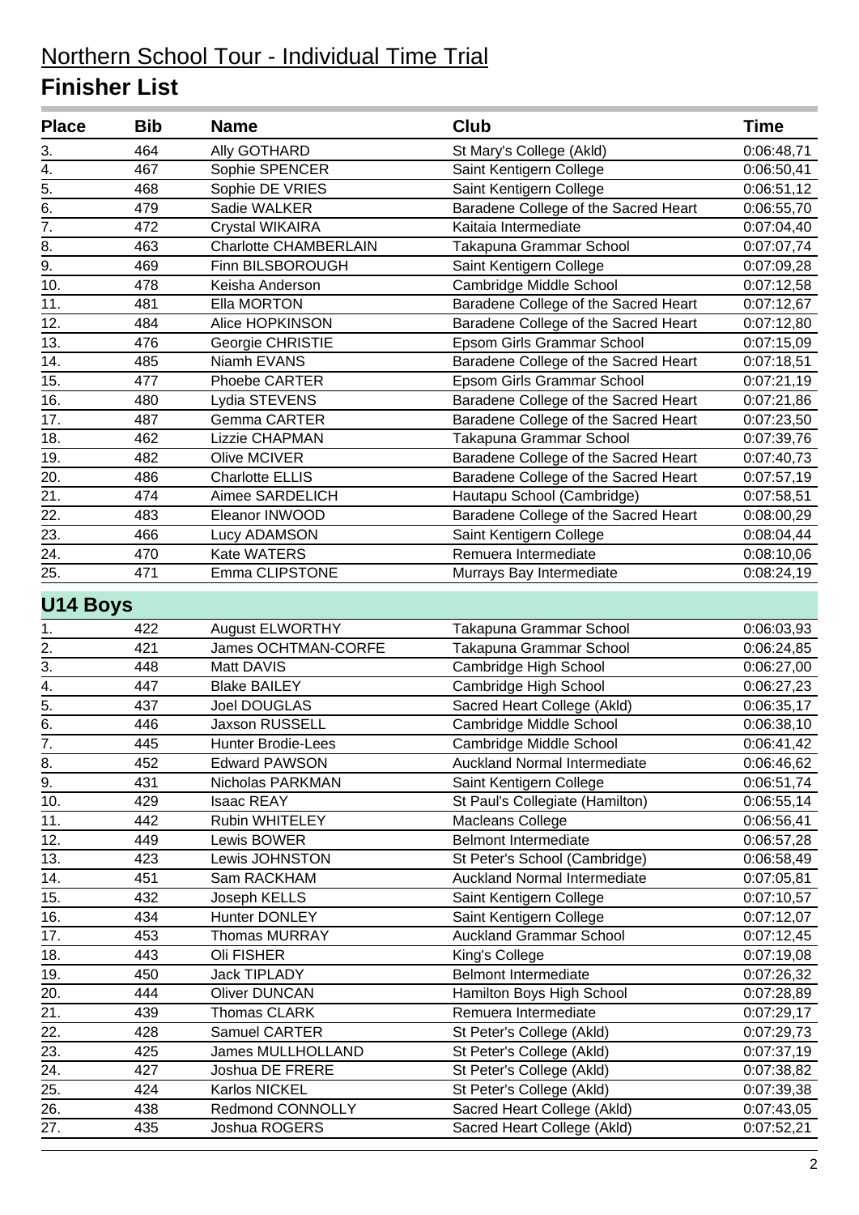# Northern School Tour - Individual Time Trial

## Finisher List

| Place | Bib | Name | Club | Time |
|---|---|---|---|---|
| 3. | 464 | Ally GOTHARD | St Mary's College (Akld) | 0:06:48,71 |
| 4. | 467 | Sophie SPENCER | Saint Kentigern College | 0:06:50,41 |
| 5. | 468 | Sophie DE VRIES | Saint Kentigern College | 0:06:51,12 |
| 6. | 479 | Sadie WALKER | Baradene College of the Sacred Heart | 0:06:55,70 |
| 7. | 472 | Crystal WIKAIRA | Kaitaia Intermediate | 0:07:04,40 |
| 8. | 463 | Charlotte CHAMBERLAIN | Takapuna Grammar School | 0:07:07,74 |
| 9. | 469 | Finn BILSBOROUGH | Saint Kentigern College | 0:07:09,28 |
| 10. | 478 | Keisha Anderson | Cambridge Middle School | 0:07:12,58 |
| 11. | 481 | Ella MORTON | Baradene College of the Sacred Heart | 0:07:12,67 |
| 12. | 484 | Alice HOPKINSON | Baradene College of the Sacred Heart | 0:07:12,80 |
| 13. | 476 | Georgie CHRISTIE | Epsom Girls Grammar School | 0:07:15,09 |
| 14. | 485 | Niamh EVANS | Baradene College of the Sacred Heart | 0:07:18,51 |
| 15. | 477 | Phoebe CARTER | Epsom Girls Grammar School | 0:07:21,19 |
| 16. | 480 | Lydia STEVENS | Baradene College of the Sacred Heart | 0:07:21,86 |
| 17. | 487 | Gemma CARTER | Baradene College of the Sacred Heart | 0:07:23,50 |
| 18. | 462 | Lizzie CHAPMAN | Takapuna Grammar School | 0:07:39,76 |
| 19. | 482 | Olive MCIVER | Baradene College of the Sacred Heart | 0:07:40,73 |
| 20. | 486 | Charlotte ELLIS | Baradene College of the Sacred Heart | 0:07:57,19 |
| 21. | 474 | Aimee SARDELICH | Hautapu School (Cambridge) | 0:07:58,51 |
| 22. | 483 | Eleanor INWOOD | Baradene College of the Sacred Heart | 0:08:00,29 |
| 23. | 466 | Lucy ADAMSON | Saint Kentigern College | 0:08:04,44 |
| 24. | 470 | Kate WATERS | Remuera Intermediate | 0:08:10,06 |
| 25. | 471 | Emma CLIPSTONE | Murrays Bay Intermediate | 0:08:24,19 |

### U14 Boys

| Place | Bib | Name | Club | Time |
|---|---|---|---|---|
| 1. | 422 | August ELWORTHY | Takapuna Grammar School | 0:06:03,93 |
| 2. | 421 | James OCHTMAN-CORFE | Takapuna Grammar School | 0:06:24,85 |
| 3. | 448 | Matt DAVIS | Cambridge High School | 0:06:27,00 |
| 4. | 447 | Blake BAILEY | Cambridge High School | 0:06:27,23 |
| 5. | 437 | Joel DOUGLAS | Sacred Heart College (Akld) | 0:06:35,17 |
| 6. | 446 | Jaxson RUSSELL | Cambridge Middle School | 0:06:38,10 |
| 7. | 445 | Hunter Brodie-Lees | Cambridge Middle School | 0:06:41,42 |
| 8. | 452 | Edward PAWSON | Auckland Normal Intermediate | 0:06:46,62 |
| 9. | 431 | Nicholas PARKMAN | Saint Kentigern College | 0:06:51,74 |
| 10. | 429 | Isaac REAY | St Paul's Collegiate (Hamilton) | 0:06:55,14 |
| 11. | 442 | Rubin WHITELEY | Macleans College | 0:06:56,41 |
| 12. | 449 | Lewis BOWER | Belmont Intermediate | 0:06:57,28 |
| 13. | 423 | Lewis JOHNSTON | St Peter's School (Cambridge) | 0:06:58,49 |
| 14. | 451 | Sam RACKHAM | Auckland Normal Intermediate | 0:07:05,81 |
| 15. | 432 | Joseph KELLS | Saint Kentigern College | 0:07:10,57 |
| 16. | 434 | Hunter DONLEY | Saint Kentigern College | 0:07:12,07 |
| 17. | 453 | Thomas MURRAY | Auckland Grammar School | 0:07:12,45 |
| 18. | 443 | Oli FISHER | King's College | 0:07:19,08 |
| 19. | 450 | Jack TIPLADY | Belmont Intermediate | 0:07:26,32 |
| 20. | 444 | Oliver DUNCAN | Hamilton Boys High School | 0:07:28,89 |
| 21. | 439 | Thomas CLARK | Remuera Intermediate | 0:07:29,17 |
| 22. | 428 | Samuel CARTER | St Peter's College (Akld) | 0:07:29,73 |
| 23. | 425 | James MULLHOLLAND | St Peter's College (Akld) | 0:07:37,19 |
| 24. | 427 | Joshua DE FRERE | St Peter's College (Akld) | 0:07:38,82 |
| 25. | 424 | Karlos NICKEL | St Peter's College (Akld) | 0:07:39,38 |
| 26. | 438 | Redmond CONNOLLY | Sacred Heart College (Akld) | 0:07:43,05 |
| 27. | 435 | Joshua ROGERS | Sacred Heart College (Akld) | 0:07:52,21 |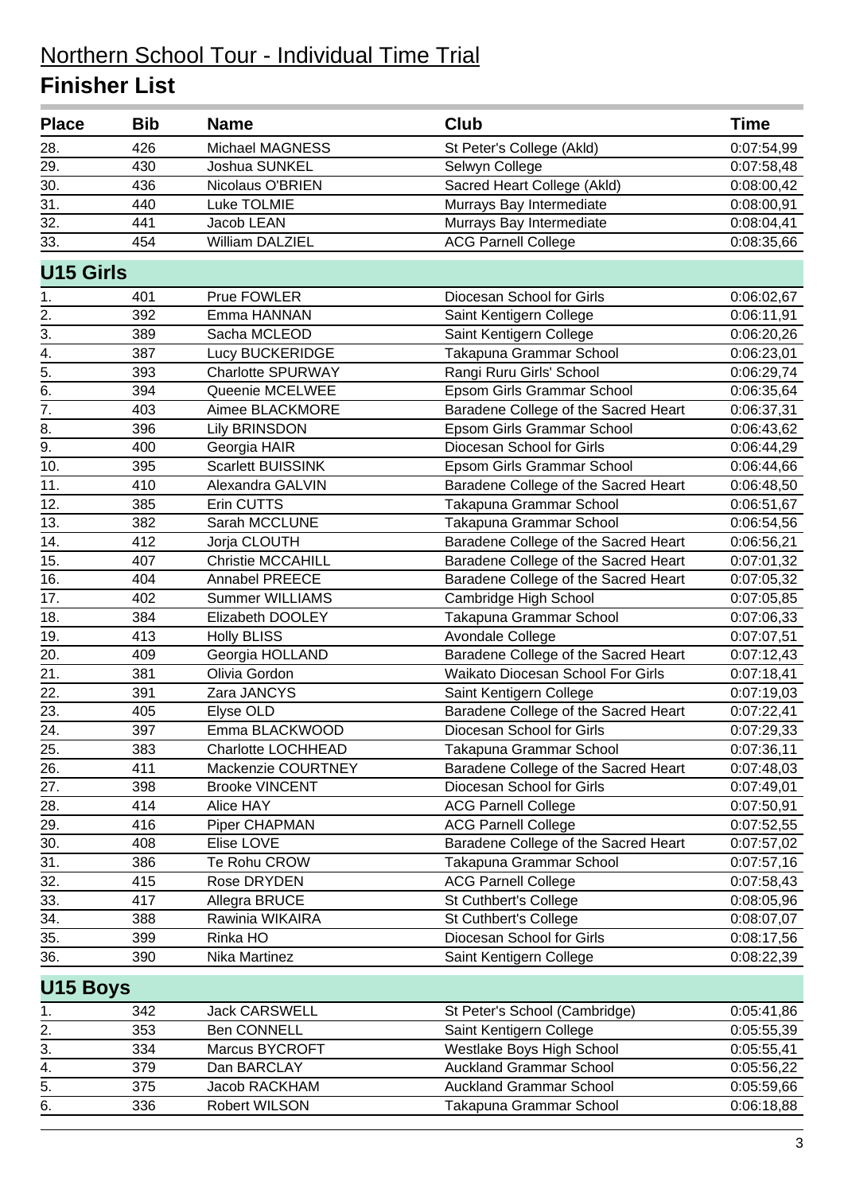# Northern School Tour - Individual Time Trial

## Finisher List

| Place | Bib | Name | Club | Time |
|---|---|---|---|---|
| 28. | 426 | Michael MAGNESS | St Peter's College (Akld) | 0:07:54,99 |
| 29. | 430 | Joshua SUNKEL | Selwyn College | 0:07:58,48 |
| 30. | 436 | Nicolaus O'BRIEN | Sacred Heart College (Akld) | 0:08:00,42 |
| 31. | 440 | Luke TOLMIE | Murrays Bay Intermediate | 0:08:00,91 |
| 32. | 441 | Jacob LEAN | Murrays Bay Intermediate | 0:08:04,41 |
| 33. | 454 | William DALZIEL | ACG Parnell College | 0:08:35,66 |

### U15 Girls

| Place | Bib | Name | Club | Time |
|---|---|---|---|---|
| 1. | 401 | Prue FOWLER | Diocesan School for Girls | 0:06:02,67 |
| 2. | 392 | Emma HANNAN | Saint Kentigern College | 0:06:11,91 |
| 3. | 389 | Sacha MCLEOD | Saint Kentigern College | 0:06:20,26 |
| 4. | 387 | Lucy BUCKERIDGE | Takapuna Grammar School | 0:06:23,01 |
| 5. | 393 | Charlotte SPURWAY | Rangi Ruru Girls' School | 0:06:29,74 |
| 6. | 394 | Queenie MCELWEE | Epsom Girls Grammar School | 0:06:35,64 |
| 7. | 403 | Aimee BLACKMORE | Baradene College of the Sacred Heart | 0:06:37,31 |
| 8. | 396 | Lily BRINSDON | Epsom Girls Grammar School | 0:06:43,62 |
| 9. | 400 | Georgia HAIR | Diocesan School for Girls | 0:06:44,29 |
| 10. | 395 | Scarlett BUISSINK | Epsom Girls Grammar School | 0:06:44,66 |
| 11. | 410 | Alexandra GALVIN | Baradene College of the Sacred Heart | 0:06:48,50 |
| 12. | 385 | Erin CUTTS | Takapuna Grammar School | 0:06:51,67 |
| 13. | 382 | Sarah MCCLUNE | Takapuna Grammar School | 0:06:54,56 |
| 14. | 412 | Jorja CLOUTH | Baradene College of the Sacred Heart | 0:06:56,21 |
| 15. | 407 | Christie MCCAHILL | Baradene College of the Sacred Heart | 0:07:01,32 |
| 16. | 404 | Annabel PREECE | Baradene College of the Sacred Heart | 0:07:05,32 |
| 17. | 402 | Summer WILLIAMS | Cambridge High School | 0:07:05,85 |
| 18. | 384 | Elizabeth DOOLEY | Takapuna Grammar School | 0:07:06,33 |
| 19. | 413 | Holly BLISS | Avondale College | 0:07:07,51 |
| 20. | 409 | Georgia HOLLAND | Baradene College of the Sacred Heart | 0:07:12,43 |
| 21. | 381 | Olivia Gordon | Waikato Diocesan School For Girls | 0:07:18,41 |
| 22. | 391 | Zara JANCYS | Saint Kentigern College | 0:07:19,03 |
| 23. | 405 | Elyse OLD | Baradene College of the Sacred Heart | 0:07:22,41 |
| 24. | 397 | Emma BLACKWOOD | Diocesan School for Girls | 0:07:29,33 |
| 25. | 383 | Charlotte LOCHHEAD | Takapuna Grammar School | 0:07:36,11 |
| 26. | 411 | Mackenzie COURTNEY | Baradene College of the Sacred Heart | 0:07:48,03 |
| 27. | 398 | Brooke VINCENT | Diocesan School for Girls | 0:07:49,01 |
| 28. | 414 | Alice HAY | ACG Parnell College | 0:07:50,91 |
| 29. | 416 | Piper CHAPMAN | ACG Parnell College | 0:07:52,55 |
| 30. | 408 | Elise LOVE | Baradene College of the Sacred Heart | 0:07:57,02 |
| 31. | 386 | Te Rohu CROW | Takapuna Grammar School | 0:07:57,16 |
| 32. | 415 | Rose DRYDEN | ACG Parnell College | 0:07:58,43 |
| 33. | 417 | Allegra BRUCE | St Cuthbert's College | 0:08:05,96 |
| 34. | 388 | Rawinia WIKAIRA | St Cuthbert's College | 0:08:07,07 |
| 35. | 399 | Rinka HO | Diocesan School for Girls | 0:08:17,56 |
| 36. | 390 | Nika Martinez | Saint Kentigern College | 0:08:22,39 |

### U15 Boys

| Place | Bib | Name | Club | Time |
|---|---|---|---|---|
| 1. | 342 | Jack CARSWELL | St Peter's School (Cambridge) | 0:05:41,86 |
| 2. | 353 | Ben CONNELL | Saint Kentigern College | 0:05:55,39 |
| 3. | 334 | Marcus BYCROFT | Westlake Boys High School | 0:05:55,41 |
| 4. | 379 | Dan BARCLAY | Auckland Grammar School | 0:05:56,22 |
| 5. | 375 | Jacob RACKHAM | Auckland Grammar School | 0:05:59,66 |
| 6. | 336 | Robert WILSON | Takapuna Grammar School | 0:06:18,88 |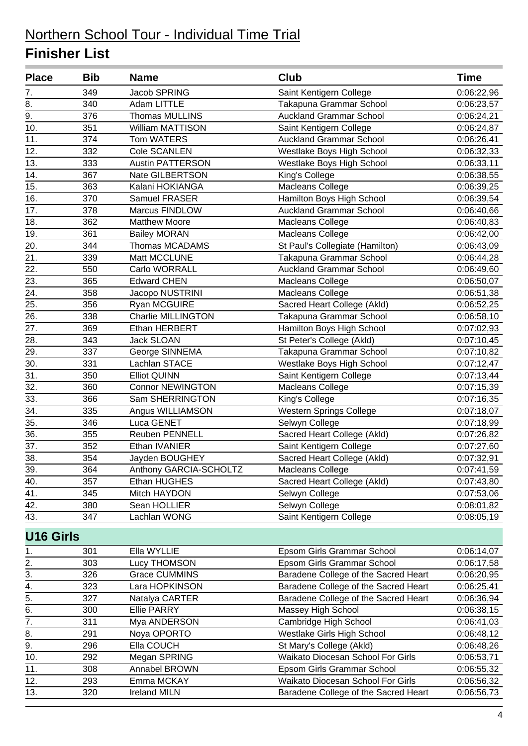# Northern School Tour - Individual Time Trial

## Finisher List

| Place | Bib | Name | Club | Time |
|---|---|---|---|---|
| 7. | 349 | Jacob SPRING | Saint Kentigern College | 0:06:22,96 |
| 8. | 340 | Adam LITTLE | Takapuna Grammar School | 0:06:23,57 |
| 9. | 376 | Thomas MULLINS | Auckland Grammar School | 0:06:24,21 |
| 10. | 351 | William MATTISON | Saint Kentigern College | 0:06:24,87 |
| 11. | 374 | Tom WATERS | Auckland Grammar School | 0:06:26,41 |
| 12. | 332 | Cole SCANLEN | Westlake Boys High School | 0:06:32,33 |
| 13. | 333 | Austin PATTERSON | Westlake Boys High School | 0:06:33,11 |
| 14. | 367 | Nate GILBERTSON | King's College | 0:06:38,55 |
| 15. | 363 | Kalani HOKIANGA | Macleans College | 0:06:39,25 |
| 16. | 370 | Samuel FRASER | Hamilton Boys High School | 0:06:39,54 |
| 17. | 378 | Marcus FINDLOW | Auckland Grammar School | 0:06:40,66 |
| 18. | 362 | Matthew Moore | Macleans College | 0:06:40,83 |
| 19. | 361 | Bailey MORAN | Macleans College | 0:06:42,00 |
| 20. | 344 | Thomas MCADAMS | St Paul's Collegiate (Hamilton) | 0:06:43,09 |
| 21. | 339 | Matt MCCLUNE | Takapuna Grammar School | 0:06:44,28 |
| 22. | 550 | Carlo WORRALL | Auckland Grammar School | 0:06:49,60 |
| 23. | 365 | Edward CHEN | Macleans College | 0:06:50,07 |
| 24. | 358 | Jacopo NUSTRINI | Macleans College | 0:06:51,38 |
| 25. | 356 | Ryan MCGUIRE | Sacred Heart College (Akld) | 0:06:52,25 |
| 26. | 338 | Charlie MILLINGTON | Takapuna Grammar School | 0:06:58,10 |
| 27. | 369 | Ethan HERBERT | Hamilton Boys High School | 0:07:02,93 |
| 28. | 343 | Jack SLOAN | St Peter's College (Akld) | 0:07:10,45 |
| 29. | 337 | George SINNEMA | Takapuna Grammar School | 0:07:10,82 |
| 30. | 331 | Lachlan STACE | Westlake Boys High School | 0:07:12,47 |
| 31. | 350 | Elliot QUINN | Saint Kentigern College | 0:07:13,44 |
| 32. | 360 | Connor NEWINGTON | Macleans College | 0:07:15,39 |
| 33. | 366 | Sam SHERRINGTON | King's College | 0:07:16,35 |
| 34. | 335 | Angus WILLIAMSON | Western Springs College | 0:07:18,07 |
| 35. | 346 | Luca GENET | Selwyn College | 0:07:18,99 |
| 36. | 355 | Reuben PENNELL | Sacred Heart College (Akld) | 0:07:26,82 |
| 37. | 352 | Ethan IVANIER | Saint Kentigern College | 0:07:27,60 |
| 38. | 354 | Jayden BOUGHEY | Sacred Heart College (Akld) | 0:07:32,91 |
| 39. | 364 | Anthony GARCIA-SCHOLTZ | Macleans College | 0:07:41,59 |
| 40. | 357 | Ethan HUGHES | Sacred Heart College (Akld) | 0:07:43,80 |
| 41. | 345 | Mitch HAYDON | Selwyn College | 0:07:53,06 |
| 42. | 380 | Sean HOLLIER | Selwyn College | 0:08:01,82 |
| 43. | 347 | Lachlan WONG | Saint Kentigern College | 0:08:05,19 |

### U16 Girls

| Place | Bib | Name | Club | Time |
|---|---|---|---|---|
| 1. | 301 | Ella WYLLIE | Epsom Girls Grammar School | 0:06:14,07 |
| 2. | 303 | Lucy THOMSON | Epsom Girls Grammar School | 0:06:17,58 |
| 3. | 326 | Grace CUMMINS | Baradene College of the Sacred Heart | 0:06:20,95 |
| 4. | 323 | Lara HOPKINSON | Baradene College of the Sacred Heart | 0:06:25,41 |
| 5. | 327 | Natalya CARTER | Baradene College of the Sacred Heart | 0:06:36,94 |
| 6. | 300 | Ellie PARRY | Massey High School | 0:06:38,15 |
| 7. | 311 | Mya ANDERSON | Cambridge High School | 0:06:41,03 |
| 8. | 291 | Noya OPORTO | Westlake Girls High School | 0:06:48,12 |
| 9. | 296 | Ella COUCH | St Mary's College (Akld) | 0:06:48,26 |
| 10. | 292 | Megan SPRING | Waikato Diocesan School For Girls | 0:06:53,71 |
| 11. | 308 | Annabel BROWN | Epsom Girls Grammar School | 0:06:55,32 |
| 12. | 293 | Emma MCKAY | Waikato Diocesan School For Girls | 0:06:56,32 |
| 13. | 320 | Ireland MILN | Baradene College of the Sacred Heart | 0:06:56,73 |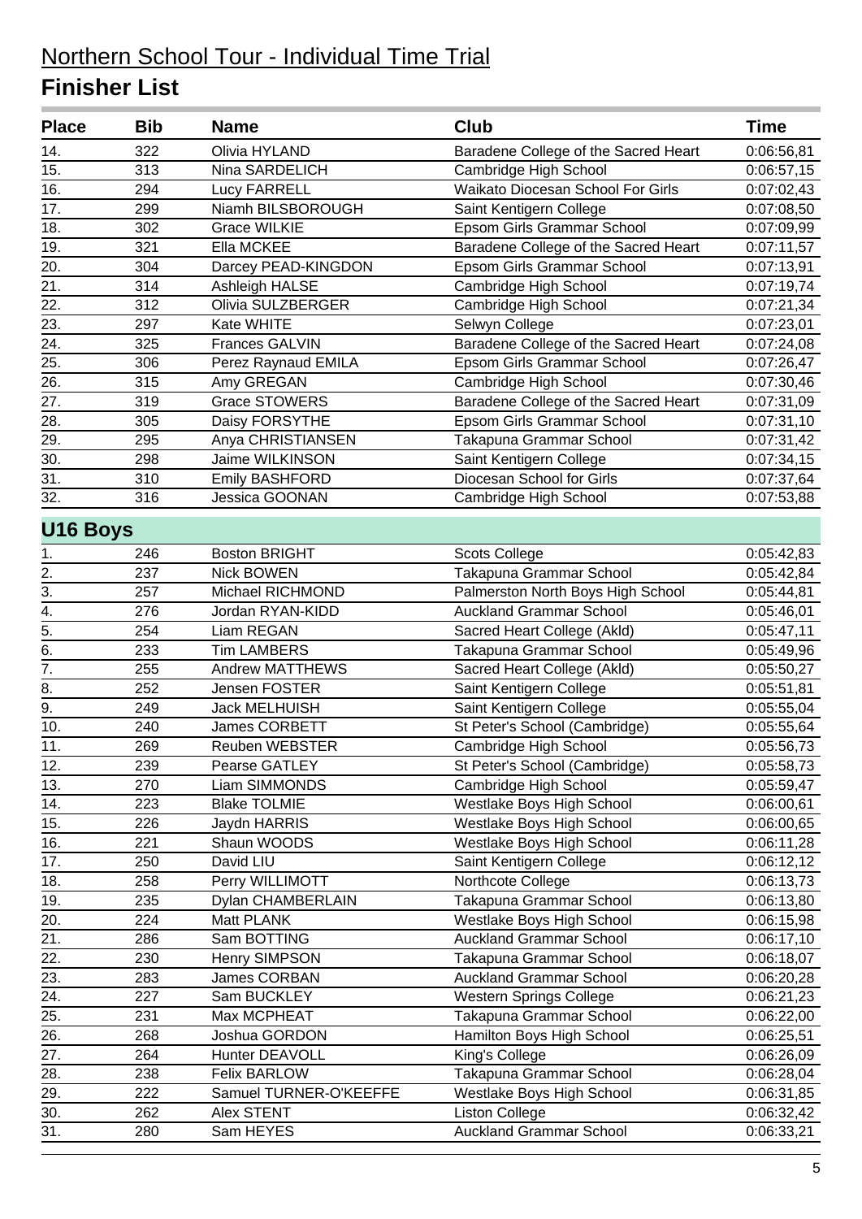# Northern School Tour - Individual Time Trial

## Finisher List

| Place | Bib | Name | Club | Time |
|---|---|---|---|---|
| 14. | 322 | Olivia HYLAND | Baradene College of the Sacred Heart | 0:06:56,81 |
| 15. | 313 | Nina SARDELICH | Cambridge High School | 0:06:57,15 |
| 16. | 294 | Lucy FARRELL | Waikato Diocesan School For Girls | 0:07:02,43 |
| 17. | 299 | Niamh BILSBOROUGH | Saint Kentigern College | 0:07:08,50 |
| 18. | 302 | Grace WILKIE | Epsom Girls Grammar School | 0:07:09,99 |
| 19. | 321 | Ella MCKEE | Baradene College of the Sacred Heart | 0:07:11,57 |
| 20. | 304 | Darcey PEAD-KINGDON | Epsom Girls Grammar School | 0:07:13,91 |
| 21. | 314 | Ashleigh HALSE | Cambridge High School | 0:07:19,74 |
| 22. | 312 | Olivia SULZBERGER | Cambridge High School | 0:07:21,34 |
| 23. | 297 | Kate WHITE | Selwyn College | 0:07:23,01 |
| 24. | 325 | Frances GALVIN | Baradene College of the Sacred Heart | 0:07:24,08 |
| 25. | 306 | Perez Raynaud EMILA | Epsom Girls Grammar School | 0:07:26,47 |
| 26. | 315 | Amy GREGAN | Cambridge High School | 0:07:30,46 |
| 27. | 319 | Grace STOWERS | Baradene College of the Sacred Heart | 0:07:31,09 |
| 28. | 305 | Daisy FORSYTHE | Epsom Girls Grammar School | 0:07:31,10 |
| 29. | 295 | Anya CHRISTIANSEN | Takapuna Grammar School | 0:07:31,42 |
| 30. | 298 | Jaime WILKINSON | Saint Kentigern College | 0:07:34,15 |
| 31. | 310 | Emily BASHFORD | Diocesan School for Girls | 0:07:37,64 |
| 32. | 316 | Jessica GOONAN | Cambridge High School | 0:07:53,88 |

### U16 Boys

| Place | Bib | Name | Club | Time |
|---|---|---|---|---|
| 1. | 246 | Boston BRIGHT | Scots College | 0:05:42,83 |
| 2. | 237 | Nick BOWEN | Takapuna Grammar School | 0:05:42,84 |
| 3. | 257 | Michael RICHMOND | Palmerston North Boys High School | 0:05:44,81 |
| 4. | 276 | Jordan RYAN-KIDD | Auckland Grammar School | 0:05:46,01 |
| 5. | 254 | Liam REGAN | Sacred Heart College (Akld) | 0:05:47,11 |
| 6. | 233 | Tim LAMBERS | Takapuna Grammar School | 0:05:49,96 |
| 7. | 255 | Andrew MATTHEWS | Sacred Heart College (Akld) | 0:05:50,27 |
| 8. | 252 | Jensen FOSTER | Saint Kentigern College | 0:05:51,81 |
| 9. | 249 | Jack MELHUISH | Saint Kentigern College | 0:05:55,04 |
| 10. | 240 | James CORBETT | St Peter's School (Cambridge) | 0:05:55,64 |
| 11. | 269 | Reuben WEBSTER | Cambridge High School | 0:05:56,73 |
| 12. | 239 | Pearse GATLEY | St Peter's School (Cambridge) | 0:05:58,73 |
| 13. | 270 | Liam SIMMONDS | Cambridge High School | 0:05:59,47 |
| 14. | 223 | Blake TOLMIE | Westlake Boys High School | 0:06:00,61 |
| 15. | 226 | Jaydn HARRIS | Westlake Boys High School | 0:06:00,65 |
| 16. | 221 | Shaun WOODS | Westlake Boys High School | 0:06:11,28 |
| 17. | 250 | David LIU | Saint Kentigern College | 0:06:12,12 |
| 18. | 258 | Perry WILLIMOTT | Northcote College | 0:06:13,73 |
| 19. | 235 | Dylan CHAMBERLAIN | Takapuna Grammar School | 0:06:13,80 |
| 20. | 224 | Matt PLANK | Westlake Boys High School | 0:06:15,98 |
| 21. | 286 | Sam BOTTING | Auckland Grammar School | 0:06:17,10 |
| 22. | 230 | Henry SIMPSON | Takapuna Grammar School | 0:06:18,07 |
| 23. | 283 | James CORBAN | Auckland Grammar School | 0:06:20,28 |
| 24. | 227 | Sam BUCKLEY | Western Springs College | 0:06:21,23 |
| 25. | 231 | Max MCPHEAT | Takapuna Grammar School | 0:06:22,00 |
| 26. | 268 | Joshua GORDON | Hamilton Boys High School | 0:06:25,51 |
| 27. | 264 | Hunter DEAVOLL | King's College | 0:06:26,09 |
| 28. | 238 | Felix BARLOW | Takapuna Grammar School | 0:06:28,04 |
| 29. | 222 | Samuel TURNER-O'KEEFFE | Westlake Boys High School | 0:06:31,85 |
| 30. | 262 | Alex STENT | Liston College | 0:06:32,42 |
| 31. | 280 | Sam HEYES | Auckland Grammar School | 0:06:33,21 |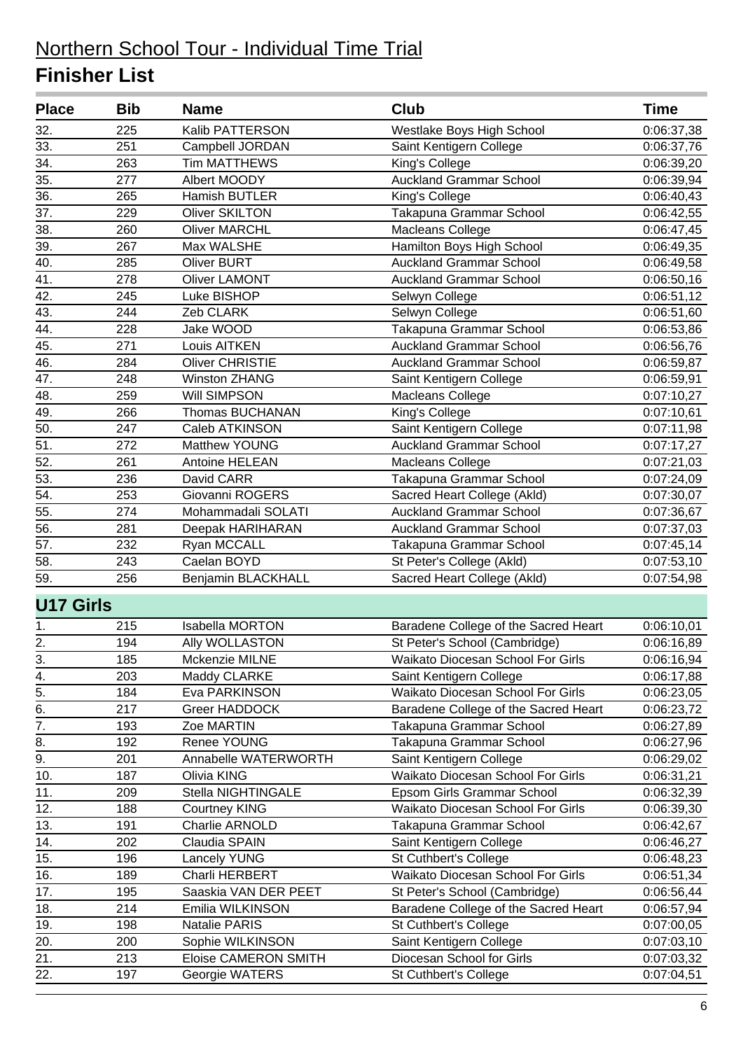# Northern School Tour - Individual Time Trial

## Finisher List

| Place | Bib | Name | Club | Time |
|---|---|---|---|---|
| 32. | 225 | Kalib PATTERSON | Westlake Boys High School | 0:06:37,38 |
| 33. | 251 | Campbell JORDAN | Saint Kentigern College | 0:06:37,76 |
| 34. | 263 | Tim MATTHEWS | King's College | 0:06:39,20 |
| 35. | 277 | Albert MOODY | Auckland Grammar School | 0:06:39,94 |
| 36. | 265 | Hamish BUTLER | King's College | 0:06:40,43 |
| 37. | 229 | Oliver SKILTON | Takapuna Grammar School | 0:06:42,55 |
| 38. | 260 | Oliver MARCHL | Macleans College | 0:06:47,45 |
| 39. | 267 | Max WALSHE | Hamilton Boys High School | 0:06:49,35 |
| 40. | 285 | Oliver BURT | Auckland Grammar School | 0:06:49,58 |
| 41. | 278 | Oliver LAMONT | Auckland Grammar School | 0:06:50,16 |
| 42. | 245 | Luke BISHOP | Selwyn College | 0:06:51,12 |
| 43. | 244 | Zeb CLARK | Selwyn College | 0:06:51,60 |
| 44. | 228 | Jake WOOD | Takapuna Grammar School | 0:06:53,86 |
| 45. | 271 | Louis AITKEN | Auckland Grammar School | 0:06:56,76 |
| 46. | 284 | Oliver CHRISTIE | Auckland Grammar School | 0:06:59,87 |
| 47. | 248 | Winston ZHANG | Saint Kentigern College | 0:06:59,91 |
| 48. | 259 | Will SIMPSON | Macleans College | 0:07:10,27 |
| 49. | 266 | Thomas BUCHANAN | King's College | 0:07:10,61 |
| 50. | 247 | Caleb ATKINSON | Saint Kentigern College | 0:07:11,98 |
| 51. | 272 | Matthew YOUNG | Auckland Grammar School | 0:07:17,27 |
| 52. | 261 | Antoine HELEAN | Macleans College | 0:07:21,03 |
| 53. | 236 | David CARR | Takapuna Grammar School | 0:07:24,09 |
| 54. | 253 | Giovanni ROGERS | Sacred Heart College (Akld) | 0:07:30,07 |
| 55. | 274 | Mohammadali SOLATI | Auckland Grammar School | 0:07:36,67 |
| 56. | 281 | Deepak HARIHARAN | Auckland Grammar School | 0:07:37,03 |
| 57. | 232 | Ryan MCCALL | Takapuna Grammar School | 0:07:45,14 |
| 58. | 243 | Caelan BOYD | St Peter's College (Akld) | 0:07:53,10 |
| 59. | 256 | Benjamin BLACKHALL | Sacred Heart College (Akld) | 0:07:54,98 |

### U17 Girls

| Place | Bib | Name | Club | Time |
|---|---|---|---|---|
| 1. | 215 | Isabella MORTON | Baradene College of the Sacred Heart | 0:06:10,01 |
| 2. | 194 | Ally WOLLASTON | St Peter's School (Cambridge) | 0:06:16,89 |
| 3. | 185 | Mckenzie MILNE | Waikato Diocesan School For Girls | 0:06:16,94 |
| 4. | 203 | Maddy CLARKE | Saint Kentigern College | 0:06:17,88 |
| 5. | 184 | Eva PARKINSON | Waikato Diocesan School For Girls | 0:06:23,05 |
| 6. | 217 | Greer HADDOCK | Baradene College of the Sacred Heart | 0:06:23,72 |
| 7. | 193 | Zoe MARTIN | Takapuna Grammar School | 0:06:27,89 |
| 8. | 192 | Renee YOUNG | Takapuna Grammar School | 0:06:27,96 |
| 9. | 201 | Annabelle WATERWORTH | Saint Kentigern College | 0:06:29,02 |
| 10. | 187 | Olivia KING | Waikato Diocesan School For Girls | 0:06:31,21 |
| 11. | 209 | Stella NIGHTINGALE | Epsom Girls Grammar School | 0:06:32,39 |
| 12. | 188 | Courtney KING | Waikato Diocesan School For Girls | 0:06:39,30 |
| 13. | 191 | Charlie ARNOLD | Takapuna Grammar School | 0:06:42,67 |
| 14. | 202 | Claudia SPAIN | Saint Kentigern College | 0:06:46,27 |
| 15. | 196 | Lancely YUNG | St Cuthbert's College | 0:06:48,23 |
| 16. | 189 | Charli HERBERT | Waikato Diocesan School For Girls | 0:06:51,34 |
| 17. | 195 | Saaskia VAN DER PEET | St Peter's School (Cambridge) | 0:06:56,44 |
| 18. | 214 | Emilia WILKINSON | Baradene College of the Sacred Heart | 0:06:57,94 |
| 19. | 198 | Natalie PARIS | St Cuthbert's College | 0:07:00,05 |
| 20. | 200 | Sophie WILKINSON | Saint Kentigern College | 0:07:03,10 |
| 21. | 213 | Eloise CAMERON SMITH | Diocesan School for Girls | 0:07:03,32 |
| 22. | 197 | Georgie WATERS | St Cuthbert's College | 0:07:04,51 |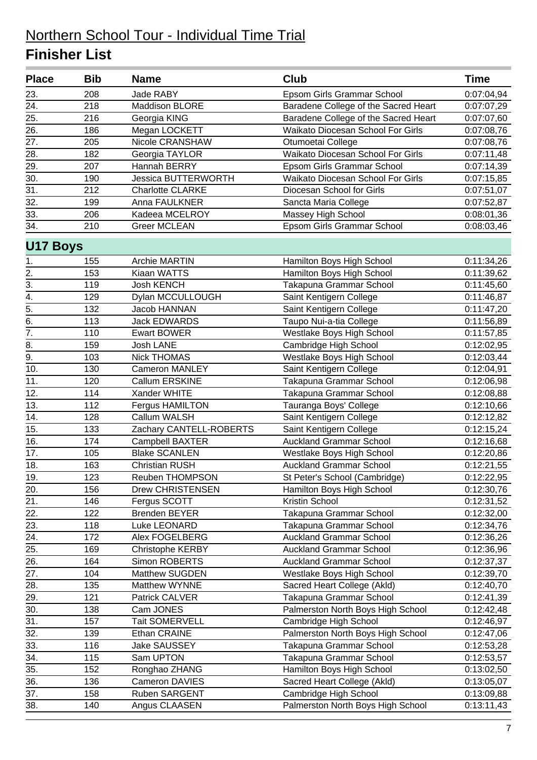# Northern School Tour - Individual Time Trial

## Finisher List

| Place | Bib | Name | Club | Time |
|---|---|---|---|---|
| 23. | 208 | Jade RABY | Epsom Girls Grammar School | 0:07:04,94 |
| 24. | 218 | Maddison BLORE | Baradene College of the Sacred Heart | 0:07:07,29 |
| 25. | 216 | Georgia KING | Baradene College of the Sacred Heart | 0:07:07,60 |
| 26. | 186 | Megan LOCKETT | Waikato Diocesan School For Girls | 0:07:08,76 |
| 27. | 205 | Nicole CRANSHAW | Otumoetai College | 0:07:08,76 |
| 28. | 182 | Georgia TAYLOR | Waikato Diocesan School For Girls | 0:07:11,48 |
| 29. | 207 | Hannah BERRY | Epsom Girls Grammar School | 0:07:14,39 |
| 30. | 190 | Jessica BUTTERWORTH | Waikato Diocesan School For Girls | 0:07:15,85 |
| 31. | 212 | Charlotte CLARKE | Diocesan School for Girls | 0:07:51,07 |
| 32. | 199 | Anna FAULKNER | Sancta Maria College | 0:07:52,87 |
| 33. | 206 | Kadeea MCELROY | Massey High School | 0:08:01,36 |
| 34. | 210 | Greer MCLEAN | Epsom Girls Grammar School | 0:08:03,46 |

### U17 Boys

| Place | Bib | Name | Club | Time |
|---|---|---|---|---|
| 1. | 155 | Archie MARTIN | Hamilton Boys High School | 0:11:34,26 |
| 2. | 153 | Kiaan WATTS | Hamilton Boys High School | 0:11:39,62 |
| 3. | 119 | Josh KENCH | Takapuna Grammar School | 0:11:45,60 |
| 4. | 129 | Dylan MCCULLOUGH | Saint Kentigern College | 0:11:46,87 |
| 5. | 132 | Jacob HANNAN | Saint Kentigern College | 0:11:47,20 |
| 6. | 113 | Jack EDWARDS | Taupo Nui-a-tia College | 0:11:56,89 |
| 7. | 110 | Ewart BOWER | Westlake Boys High School | 0:11:57,85 |
| 8. | 159 | Josh LANE | Cambridge High School | 0:12:02,95 |
| 9. | 103 | Nick THOMAS | Westlake Boys High School | 0:12:03,44 |
| 10. | 130 | Cameron MANLEY | Saint Kentigern College | 0:12:04,91 |
| 11. | 120 | Callum ERSKINE | Takapuna Grammar School | 0:12:06,98 |
| 12. | 114 | Xander WHITE | Takapuna Grammar School | 0:12:08,88 |
| 13. | 112 | Fergus HAMILTON | Tauranga Boys' College | 0:12:10,66 |
| 14. | 128 | Callum WALSH | Saint Kentigern College | 0:12:12,82 |
| 15. | 133 | Zachary CANTELL-ROBERTS | Saint Kentigern College | 0:12:15,24 |
| 16. | 174 | Campbell BAXTER | Auckland Grammar School | 0:12:16,68 |
| 17. | 105 | Blake SCANLEN | Westlake Boys High School | 0:12:20,86 |
| 18. | 163 | Christian RUSH | Auckland Grammar School | 0:12:21,55 |
| 19. | 123 | Reuben THOMPSON | St Peter's School (Cambridge) | 0:12:22,95 |
| 20. | 156 | Drew CHRISTENSEN | Hamilton Boys High School | 0:12:30,76 |
| 21. | 146 | Fergus SCOTT | Kristin School | 0:12:31,52 |
| 22. | 122 | Brenden BEYER | Takapuna Grammar School | 0:12:32,00 |
| 23. | 118 | Luke LEONARD | Takapuna Grammar School | 0:12:34,76 |
| 24. | 172 | Alex FOGELBERG | Auckland Grammar School | 0:12:36,26 |
| 25. | 169 | Christophe KERBY | Auckland Grammar School | 0:12:36,96 |
| 26. | 164 | Simon ROBERTS | Auckland Grammar School | 0:12:37,37 |
| 27. | 104 | Matthew SUGDEN | Westlake Boys High School | 0:12:39,70 |
| 28. | 135 | Matthew WYNNE | Sacred Heart College (Akld) | 0:12:40,70 |
| 29. | 121 | Patrick CALVER | Takapuna Grammar School | 0:12:41,39 |
| 30. | 138 | Cam JONES | Palmerston North Boys High School | 0:12:42,48 |
| 31. | 157 | Tait SOMERVELL | Cambridge High School | 0:12:46,97 |
| 32. | 139 | Ethan CRAINE | Palmerston North Boys High School | 0:12:47,06 |
| 33. | 116 | Jake SAUSSEY | Takapuna Grammar School | 0:12:53,28 |
| 34. | 115 | Sam UPTON | Takapuna Grammar School | 0:12:53,57 |
| 35. | 152 | Ronghao ZHANG | Hamilton Boys High School | 0:13:02,50 |
| 36. | 136 | Cameron DAVIES | Sacred Heart College (Akld) | 0:13:05,07 |
| 37. | 158 | Ruben SARGENT | Cambridge High School | 0:13:09,88 |
| 38. | 140 | Angus CLAASEN | Palmerston North Boys High School | 0:13:11,43 |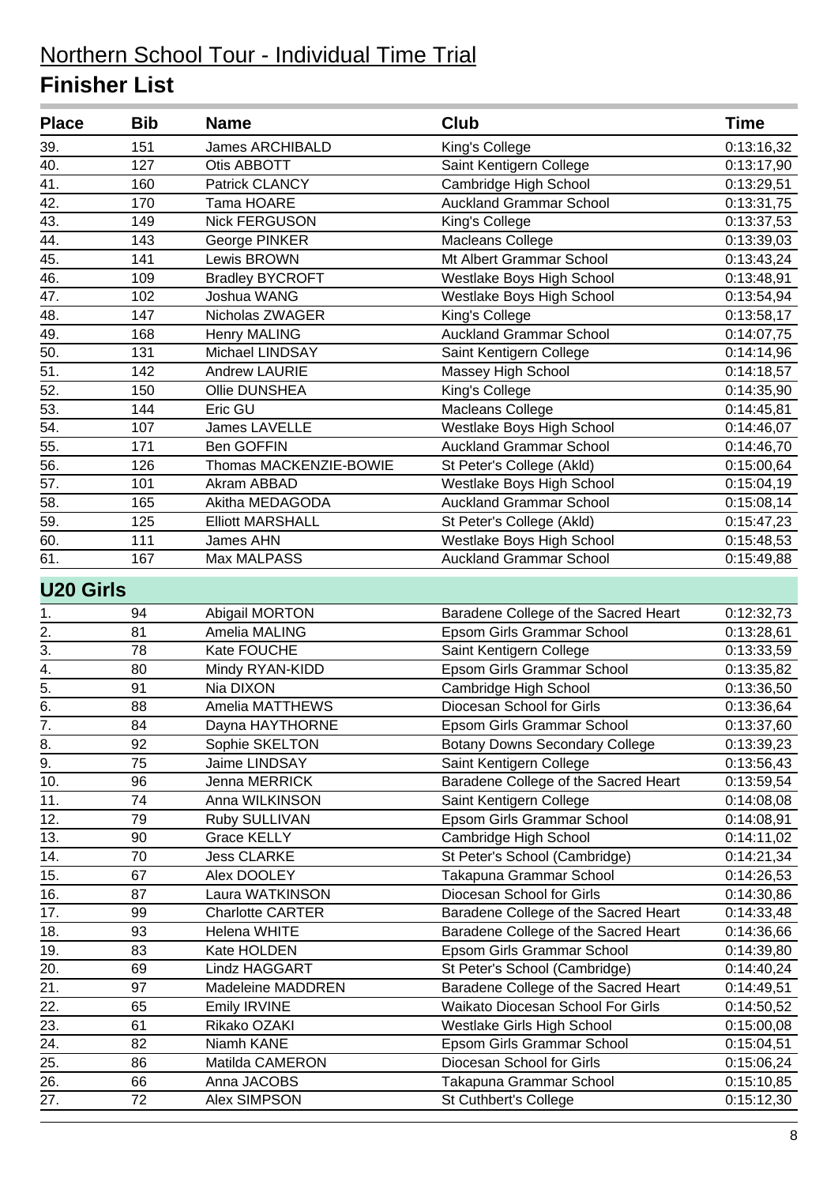# Northern School Tour - Individual Time Trial

## Finisher List

| Place | Bib | Name | Club | Time |
|---|---|---|---|---|
| 39. | 151 | James ARCHIBALD | King's College | 0:13:16,32 |
| 40. | 127 | Otis ABBOTT | Saint Kentigern College | 0:13:17,90 |
| 41. | 160 | Patrick CLANCY | Cambridge High School | 0:13:29,51 |
| 42. | 170 | Tama HOARE | Auckland Grammar School | 0:13:31,75 |
| 43. | 149 | Nick FERGUSON | King's College | 0:13:37,53 |
| 44. | 143 | George PINKER | Macleans College | 0:13:39,03 |
| 45. | 141 | Lewis BROWN | Mt Albert Grammar School | 0:13:43,24 |
| 46. | 109 | Bradley BYCROFT | Westlake Boys High School | 0:13:48,91 |
| 47. | 102 | Joshua WANG | Westlake Boys High School | 0:13:54,94 |
| 48. | 147 | Nicholas ZWAGER | King's College | 0:13:58,17 |
| 49. | 168 | Henry MALING | Auckland Grammar School | 0:14:07,75 |
| 50. | 131 | Michael LINDSAY | Saint Kentigern College | 0:14:14,96 |
| 51. | 142 | Andrew LAURIE | Massey High School | 0:14:18,57 |
| 52. | 150 | Ollie DUNSHEA | King's College | 0:14:35,90 |
| 53. | 144 | Eric GU | Macleans College | 0:14:45,81 |
| 54. | 107 | James LAVELLE | Westlake Boys High School | 0:14:46,07 |
| 55. | 171 | Ben GOFFIN | Auckland Grammar School | 0:14:46,70 |
| 56. | 126 | Thomas MACKENZIE-BOWIE | St Peter's College (Akld) | 0:15:00,64 |
| 57. | 101 | Akram ABBAD | Westlake Boys High School | 0:15:04,19 |
| 58. | 165 | Akitha MEDAGODA | Auckland Grammar School | 0:15:08,14 |
| 59. | 125 | Elliott MARSHALL | St Peter's College (Akld) | 0:15:47,23 |
| 60. | 111 | James AHN | Westlake Boys High School | 0:15:48,53 |
| 61. | 167 | Max MALPASS | Auckland Grammar School | 0:15:49,88 |

### U20 Girls

| Place | Bib | Name | Club | Time |
|---|---|---|---|---|
| 1. | 94 | Abigail MORTON | Baradene College of the Sacred Heart | 0:12:32,73 |
| 2. | 81 | Amelia MALING | Epsom Girls Grammar School | 0:13:28,61 |
| 3. | 78 | Kate FOUCHE | Saint Kentigern College | 0:13:33,59 |
| 4. | 80 | Mindy RYAN-KIDD | Epsom Girls Grammar School | 0:13:35,82 |
| 5. | 91 | Nia DIXON | Cambridge High School | 0:13:36,50 |
| 6. | 88 | Amelia MATTHEWS | Diocesan School for Girls | 0:13:36,64 |
| 7. | 84 | Dayna HAYTHORNE | Epsom Girls Grammar School | 0:13:37,60 |
| 8. | 92 | Sophie SKELTON | Botany Downs Secondary College | 0:13:39,23 |
| 9. | 75 | Jaime LINDSAY | Saint Kentigern College | 0:13:56,43 |
| 10. | 96 | Jenna MERRICK | Baradene College of the Sacred Heart | 0:13:59,54 |
| 11. | 74 | Anna WILKINSON | Saint Kentigern College | 0:14:08,08 |
| 12. | 79 | Ruby SULLIVAN | Epsom Girls Grammar School | 0:14:08,91 |
| 13. | 90 | Grace KELLY | Cambridge High School | 0:14:11,02 |
| 14. | 70 | Jess CLARKE | St Peter's School (Cambridge) | 0:14:21,34 |
| 15. | 67 | Alex DOOLEY | Takapuna Grammar School | 0:14:26,53 |
| 16. | 87 | Laura WATKINSON | Diocesan School for Girls | 0:14:30,86 |
| 17. | 99 | Charlotte CARTER | Baradene College of the Sacred Heart | 0:14:33,48 |
| 18. | 93 | Helena WHITE | Baradene College of the Sacred Heart | 0:14:36,66 |
| 19. | 83 | Kate HOLDEN | Epsom Girls Grammar School | 0:14:39,80 |
| 20. | 69 | Lindz HAGGART | St Peter's School (Cambridge) | 0:14:40,24 |
| 21. | 97 | Madeleine MADDREN | Baradene College of the Sacred Heart | 0:14:49,51 |
| 22. | 65 | Emily IRVINE | Waikato Diocesan School For Girls | 0:14:50,52 |
| 23. | 61 | Rikako OZAKI | Westlake Girls High School | 0:15:00,08 |
| 24. | 82 | Niamh KANE | Epsom Girls Grammar School | 0:15:04,51 |
| 25. | 86 | Matilda CAMERON | Diocesan School for Girls | 0:15:06,24 |
| 26. | 66 | Anna JACOBS | Takapuna Grammar School | 0:15:10,85 |
| 27. | 72 | Alex SIMPSON | St Cuthbert's College | 0:15:12,30 |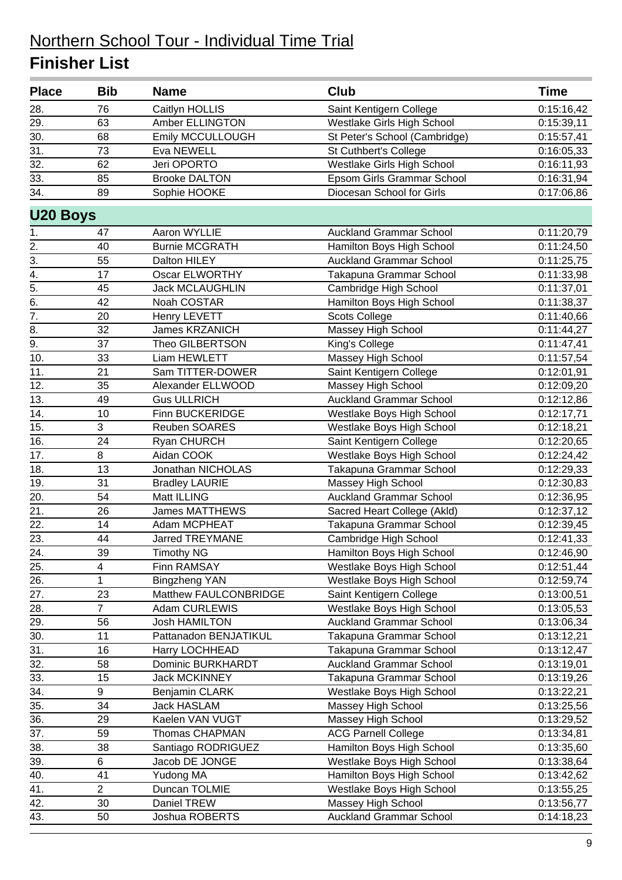# Northern School Tour - Individual Time Trial

## Finisher List

| Place | Bib | Name | Club | Time |
|---|---|---|---|---|
| 28. | 76 | Caitlyn HOLLIS | Saint Kentigern College | 0:15:16,42 |
| 29. | 63 | Amber ELLINGTON | Westlake Girls High School | 0:15:39,11 |
| 30. | 68 | Emily MCCULLOUGH | St Peter's School (Cambridge) | 0:15:57,41 |
| 31. | 73 | Eva NEWELL | St Cuthbert's College | 0:16:05,33 |
| 32. | 62 | Jeri OPORTO | Westlake Girls High School | 0:16:11,93 |
| 33. | 85 | Brooke DALTON | Epsom Girls Grammar School | 0:16:31,94 |
| 34. | 89 | Sophie HOOKE | Diocesan School for Girls | 0:17:06,86 |

### U20 Boys

| Place | Bib | Name | Club | Time |
|---|---|---|---|---|
| 1. | 47 | Aaron WYLLIE | Auckland Grammar School | 0:11:20,79 |
| 2. | 40 | Burnie MCGRATH | Hamilton Boys High School | 0:11:24,50 |
| 3. | 55 | Dalton HILEY | Auckland Grammar School | 0:11:25,75 |
| 4. | 17 | Oscar ELWORTHY | Takapuna Grammar School | 0:11:33,98 |
| 5. | 45 | Jack MCLAUGHLIN | Cambridge High School | 0:11:37,01 |
| 6. | 42 | Noah COSTAR | Hamilton Boys High School | 0:11:38,37 |
| 7. | 20 | Henry LEVETT | Scots College | 0:11:40,66 |
| 8. | 32 | James KRZANICH | Massey High School | 0:11:44,27 |
| 9. | 37 | Theo GILBERTSON | King's College | 0:11:47,41 |
| 10. | 33 | Liam HEWLETT | Massey High School | 0:11:57,54 |
| 11. | 21 | Sam TITTER-DOWER | Saint Kentigern College | 0:12:01,91 |
| 12. | 35 | Alexander ELLWOOD | Massey High School | 0:12:09,20 |
| 13. | 49 | Gus ULLRICH | Auckland Grammar School | 0:12:12,86 |
| 14. | 10 | Finn BUCKERIDGE | Westlake Boys High School | 0:12:17,71 |
| 15. | 3 | Reuben SOARES | Westlake Boys High School | 0:12:18,21 |
| 16. | 24 | Ryan CHURCH | Saint Kentigern College | 0:12:20,65 |
| 17. | 8 | Aidan COOK | Westlake Boys High School | 0:12:24,42 |
| 18. | 13 | Jonathan NICHOLAS | Takapuna Grammar School | 0:12:29,33 |
| 19. | 31 | Bradley LAURIE | Massey High School | 0:12:30,83 |
| 20. | 54 | Matt ILLING | Auckland Grammar School | 0:12:36,95 |
| 21. | 26 | James MATTHEWS | Sacred Heart College (Akld) | 0:12:37,12 |
| 22. | 14 | Adam MCPHEAT | Takapuna Grammar School | 0:12:39,45 |
| 23. | 44 | Jarred TREYMANE | Cambridge High School | 0:12:41,33 |
| 24. | 39 | Timothy NG | Hamilton Boys High School | 0:12:46,90 |
| 25. | 4 | Finn RAMSAY | Westlake Boys High School | 0:12:51,44 |
| 26. | 1 | Bingzheng YAN | Westlake Boys High School | 0:12:59,74 |
| 27. | 23 | Matthew FAULCONBRIDGE | Saint Kentigern College | 0:13:00,51 |
| 28. | 7 | Adam CURLEWIS | Westlake Boys High School | 0:13:05,53 |
| 29. | 56 | Josh HAMILTON | Auckland Grammar School | 0:13:06,34 |
| 30. | 11 | Pattanadon BENJATIKUL | Takapuna Grammar School | 0:13:12,21 |
| 31. | 16 | Harry LOCHHEAD | Takapuna Grammar School | 0:13:12,47 |
| 32. | 58 | Dominic BURKHARDT | Auckland Grammar School | 0:13:19,01 |
| 33. | 15 | Jack MCKINNEY | Takapuna Grammar School | 0:13:19,26 |
| 34. | 9 | Benjamin CLARK | Westlake Boys High School | 0:13:22,21 |
| 35. | 34 | Jack HASLAM | Massey High School | 0:13:25,56 |
| 36. | 29 | Kaelen VAN VUGT | Massey High School | 0:13:29,52 |
| 37. | 59 | Thomas CHAPMAN | ACG Parnell College | 0:13:34,81 |
| 38. | 38 | Santiago RODRIGUEZ | Hamilton Boys High School | 0:13:35,60 |
| 39. | 6 | Jacob DE JONGE | Westlake Boys High School | 0:13:38,64 |
| 40. | 41 | Yudong MA | Hamilton Boys High School | 0:13:42,62 |
| 41. | 2 | Duncan TOLMIE | Westlake Boys High School | 0:13:55,25 |
| 42. | 30 | Daniel TREW | Massey High School | 0:13:56,77 |
| 43. | 50 | Joshua ROBERTS | Auckland Grammar School | 0:14:18,23 |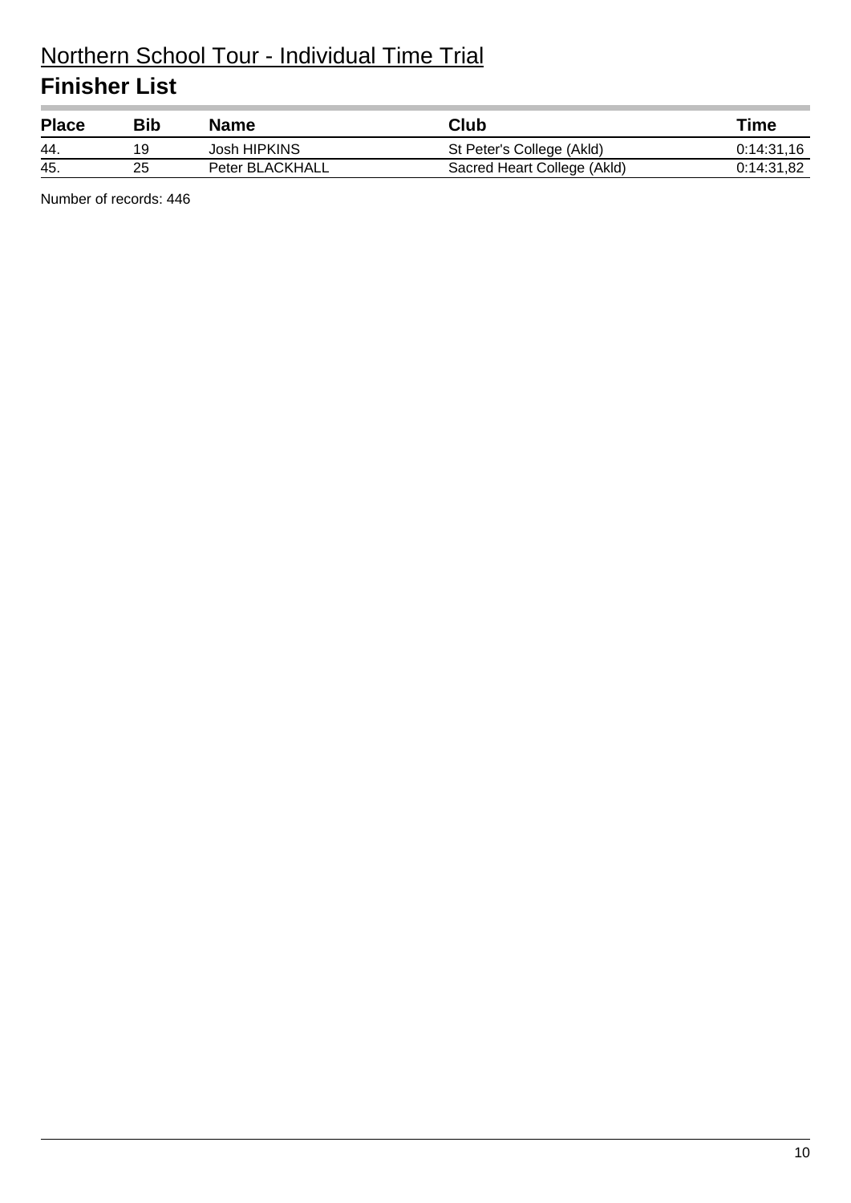# Northern School Tour - Individual Time Trial

## Finisher List

| Place | Bib | Name | Club | Time |
|---|---|---|---|---|
| 44. | 19 | Josh HIPKINS | St Peter's College (Akld) | 0:14:31,16 |
| 45. | 25 | Peter BLACKHALL | Sacred Heart College (Akld) | 0:14:31,82 |

Number of records: 446